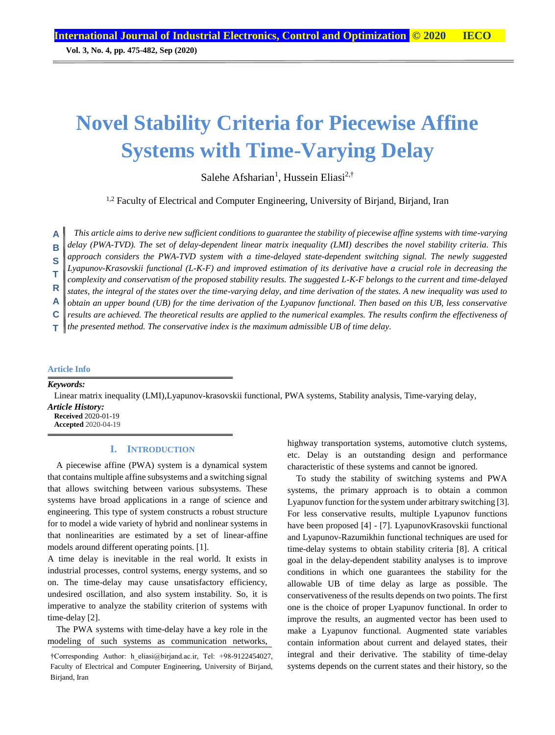# Novel Stability Criteria for Piecewise Affine Systems with Time-Varying Delay

Salehe Afsharian[1], Hussein Eliasi[2,†]

[1,2] Faculty of Electrical and Computer Engineering, University of Birjand, Birjand, Iran

**ABSTRACT**

*This article aims to derive new sufficient conditions to guarantee the stability of piecewise affine systems with time-varying delay (PWA-TVD). The set of delay-dependent linear matrix inequality (LMI) describes the novel stability criteria. This approach considers the PWA-TVD system with a time-delayed state-dependent switching signal. The newly suggested Lyapunov-Krasovskii functional (L-K-F) and improved estimation of its derivative have a crucial role in decreasing the complexity and conservatism of the proposed stability results. The suggested L-K-F belongs to the current and time-delayed states, the integral of the states over the time-varying delay, and time derivation of the states. A new inequality was used to obtain an upper bound (UB) for the time derivation of the Lyapunov functional. Then based on this UB, less conservative results are achieved. The theoretical results are applied to the numerical examples. The results confirm the effectiveness of the presented method. The conservative index is the maximum admissible UB of time delay.*

**Article Info**

***Keywords:***

Linear matrix inequality (LMI),Lyapunov-krasovskii functional, PWA systems, Stability analysis, Time-varying delay,

***Article History:***

**Received** 2020-01-19

**Accepted** 2020-04-19

## I. Introduction

A piecewise affine (PWA) system is a dynamical system that contains multiple affine subsystems and a switching signal that allows switching between various subsystems. These systems have broad applications in a range of science and engineering. This type of system constructs a robust structure for to model a wide variety of hybrid and nonlinear systems in that nonlinearities are estimated by a set of linear-affine models around different operating points. [1].

A time delay is inevitable in the real world. It exists in industrial processes, control systems, energy systems, and so on. The time-delay may cause unsatisfactory efficiency, undesired oscillation, and also system instability. So, it is imperative to analyze the stability criterion of systems with time-delay [2].

The PWA systems with time-delay have a key role in the modeling of such systems as communication networks, highway transportation systems, automotive clutch systems, etc. Delay is an outstanding design and performance characteristic of these systems and cannot be ignored.

To study the stability of switching systems and PWA systems, the primary approach is to obtain a common Lyapunov function for the system under arbitrary switching [3]. For less conservative results, multiple Lyapunov functions have been proposed [4] - [7]. LyapunovKrasovskii functional and Lyapunov-Razumikhin functional techniques are used for time-delay systems to obtain stability criteria [8]. A critical goal in the delay-dependent stability analyses is to improve conditions in which one guarantees the stability for the allowable UB of time delay as large as possible. The conservativeness of the results depends on two points. The first one is the choice of proper Lyapunov functional. In order to improve the results, an augmented vector has been used to make a Lyapunov functional. Augmented state variables contain information about current and delayed states, their integral and their derivative. The stability of time-delay systems depends on the current states and their history, so the

†Corresponding Author: h_eliasi@birjand.ac.ir, Tel: +98-9122454027, Faculty of Electrical and Computer Engineering, University of Birjand, Birjand, Iran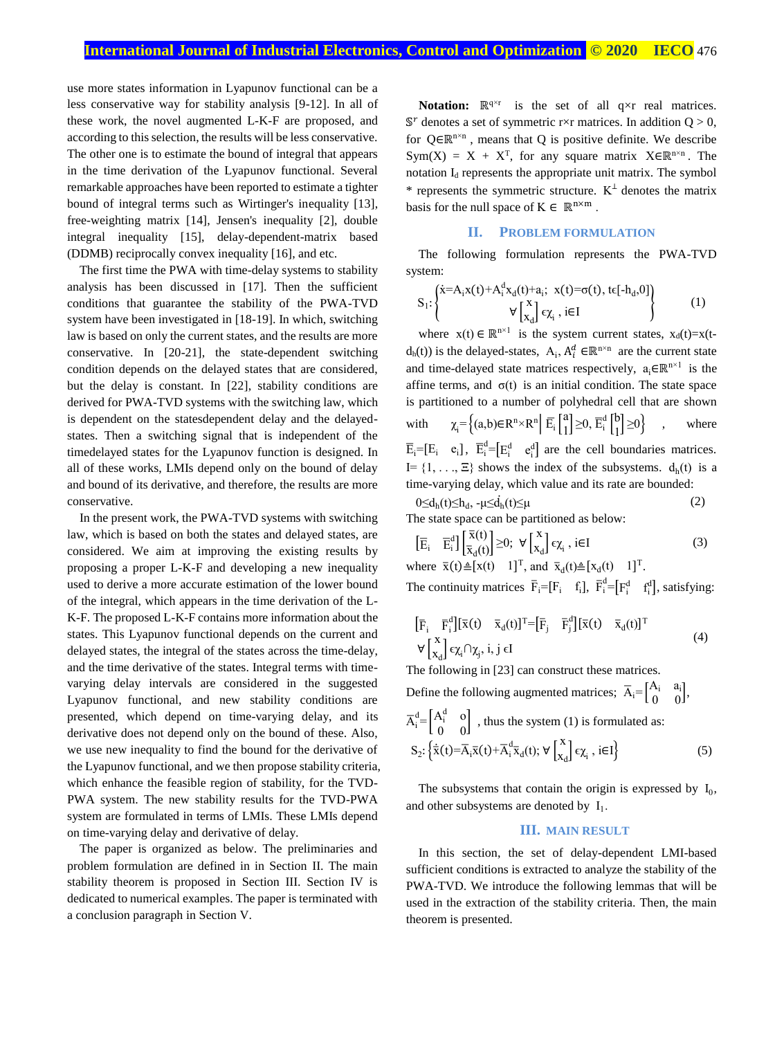use more states information in Lyapunov functional can be a less conservative way for stability analysis [9-12]. In all of these work, the novel augmented L-K-F are proposed, and according to this selection, the results will be less conservative. The other one is to estimate the bound of integral that appears in the time derivation of the Lyapunov functional. Several remarkable approaches have been reported to estimate a tighter bound of integral terms such as Wirtinger's inequality [13], free-weighting matrix [14], Jensen's inequality [2], double integral inequality [15], delay-dependent-matrix based (DDMB) reciprocally convex inequality [16], and etc.

The first time the PWA with time-delay systems to stability analysis has been discussed in [17]. Then the sufficient conditions that guarantee the stability of the PWA-TVD system have been investigated in [18-19]. In which, switching law is based on only the current states, and the results are more conservative. In [20-21], the state-dependent switching condition depends on the delayed states that are considered, but the delay is constant. In [22], stability conditions are derived for PWA-TVD systems with the switching law, which is dependent on the statesdependent delay and the delayed-states. Then a switching signal that is independent of the timedelayed states for the Lyapunov function is designed. In all of these works, LMIs depend only on the bound of delay and bound of its derivative, and therefore, the results are more conservative.

In the present work, the PWA-TVD systems with switching law, which is based on both the states and delayed states, are considered. We aim at improving the existing results by proposing a proper L-K-F and developing a new inequality used to derive a more accurate estimation of the lower bound of the integral, which appears in the time derivation of the L-K-F. The proposed L-K-F contains more information about the states. This Lyapunov functional depends on the current and delayed states, the integral of the states across the time-delay, and the time derivative of the states. Integral terms with time-varying delay intervals are considered in the suggested Lyapunov functional, and new stability conditions are presented, which depend on time-varying delay, and its derivative does not depend only on the bound of these. Also, we use new inequality to find the bound for the derivative of the Lyapunov functional, and we then propose stability criteria, which enhance the feasible region of stability, for the TVD-PWA system. The new stability results for the TVD-PWA system are formulated in terms of LMIs. These LMIs depend on time-varying delay and derivative of delay.

The paper is organized as below. The preliminaries and problem formulation are defined in in Section II. The main stability theorem is proposed in Section III. Section IV is dedicated to numerical examples. The paper is terminated with a conclusion paragraph in Section V.

**Notation:** $\mathbb{R}^{q\times r}$ is the set of all q×r real matrices. $\mathbb{S}^r$ denotes a set of symmetric r×r matrices. In addition Q > 0, for $Q\in\mathbb{R}^{n\times n}$, means that Q is positive definite. We describe $\mathrm{Sym}(X) = X + X^T$, for any square matrix $X\in\mathbb{R}^{n\times n}$. The notation $I_d$ represents the appropriate unit matrix. The symbol * represents the symmetric structure. $K^{\perp}$ denotes the matrix basis for the null space of $K\in\mathbb{R}^{n\times m}$.

## II. Problem Formulation

The following formulation represents the PWA-TVD system:

$$S_1:\left\{\begin{matrix}\dot{x}=A_i x(t)+A_i^d x_d(t)+a_i;\ \ x(t)=\sigma(t),\ t\epsilon[-h_d,0] \\ \forall\begin{bmatrix}x\\x_d\end{bmatrix}\epsilon\chi_i\ ,\ i\in I\end{matrix}\right\} \tag{1}$$

where $x(t)\in\mathbb{R}^{n\times 1}$ is the system current states, $x_d(t)=x(t-d_h(t))$ is the delayed-states, $A_i, A_i^d\in\mathbb{R}^{n\times n}$ are the current state and time-delayed state matrices respectively, $a_i\in\mathbb{R}^{n\times 1}$ is the affine terms, and $\sigma(t)$ is an initial condition. The state space is partitioned to a number of polyhedral cell that are shown with $\chi_i=\left\{(a,b)\in R^n\times R^n \,\middle|\, \bar{E}_i\begin{bmatrix}a\\1\end{bmatrix}\geq 0,\ \bar{E}_i^d\begin{bmatrix}b\\1\end{bmatrix}\geq 0\right\}$, where $\bar{E}_i=[E_i\ \ e_i]$, $\bar{E}_i^d=[E_i^d\ \ e_i^d]$ are the cell boundaries matrices. $I=\{1,\ldots,\Xi\}$ shows the index of the subsystems. $d_h(t)$ is a time-varying delay, which value and its rate are bounded:

$$0\leq d_h(t)\leq h_d,\ -\mu\leq\dot{d}_h(t)\leq\mu \tag{2}$$

The state space can be partitioned as below:

$$\begin{bmatrix}\bar{E}_i & \bar{E}_i^d\end{bmatrix}\begin{bmatrix}\bar{x}(t)\\ \bar{x}_d(t)\end{bmatrix}\geq 0;\ \forall\begin{bmatrix}x\\x_d\end{bmatrix}\epsilon\chi_i\ ,\ i\in I \tag{3}$$

where $\bar{x}(t)\triangleq[x(t)\ \ 1]^T$, and $\bar{x}_d(t)\triangleq[x_d(t)\ \ 1]^T$.

The continuity matrices $\bar{F}_i=[F_i\ \ f_i]$, $\bar{F}_i^d=[F_i^d\ \ f_i^d]$, satisfying:

$$\begin{matrix}\begin{bmatrix}\bar{F}_i & \bar{F}_i^d\end{bmatrix}[\bar{x}(t)\ \ \bar{x}_d(t)]^T=\begin{bmatrix}\bar{F}_j & \bar{F}_j^d\end{bmatrix}[\bar{x}(t)\ \ \bar{x}_d(t)]^T \\ \forall\begin{bmatrix}x\\x_d\end{bmatrix}\epsilon\chi_i\cap\chi_j,\ i,j\ \epsilon I\end{matrix} \tag{4}$$

The following in [23] can construct these matrices.

Define the following augmented matrices; $\bar{A}_i=\begin{bmatrix}A_i & a_i\\0 & 0\end{bmatrix}$, $\bar{A}_i^d=\begin{bmatrix}A_i^d & o\\0 & 0\end{bmatrix}$, thus the system (1) is formulated as:

$$S_2:\left\{\dot{\bar{x}}(t)=\bar{A}_i\bar{x}(t)+\bar{A}_i^d\bar{x}_d(t);\ \forall\begin{bmatrix}x\\x_d\end{bmatrix}\epsilon\chi_i\ ,\ i\in I\right\} \tag{5}$$

The subsystems that contain the origin is expressed by $I_0$, and other subsystems are denoted by $I_1$.

## III. Main Result

In this section, the set of delay-dependent LMI-based sufficient conditions is extracted to analyze the stability of the PWA-TVD. We introduce the following lemmas that will be used in the extraction of the stability criteria. Then, the main theorem is presented.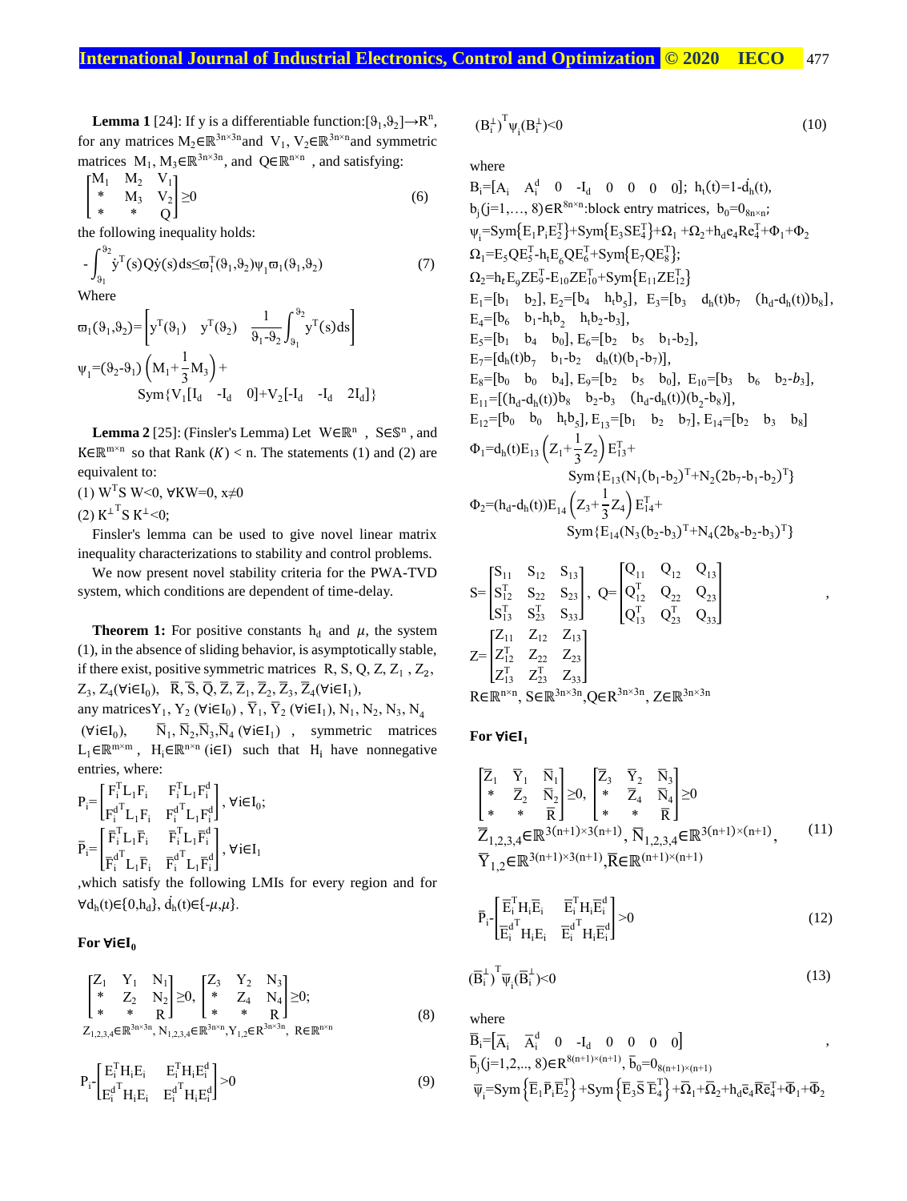**Lemma 1** [24]: If y is a differentiable function:$[\vartheta_1,\vartheta_2]\rightarrow R^n$, for any matrices $M_2\in\mathbb{R}^{3n\times 3n}$and $V_1, V_2\in\mathbb{R}^{3n\times n}$and symmetric matrices $M_1, M_3\in\mathbb{R}^{3n\times 3n}$, and $Q\in\mathbb{R}^{n\times n}$ , and satisfying:

$$\begin{bmatrix} M_1 & M_2 & V_1 \\ * & M_3 & V_2 \\ * & * & Q \end{bmatrix} \geq 0 \tag{6}$$

the following inequality holds:

$$-\int_{\vartheta_1}^{\vartheta_2} \dot{y}^T(s)Q\dot{y}(s)ds \leq \varpi_1^T(\vartheta_1,\vartheta_2)\psi_1\varpi_1(\vartheta_1,\vartheta_2) \tag{7}$$

Where

$$\varpi_1(\vartheta_1,\vartheta_2)=\begin{bmatrix} y^T(\vartheta_1) & y^T(\vartheta_2) & \frac{1}{\vartheta_1-\vartheta_2}\int_{\vartheta_1}^{\vartheta_2} y^T(s)ds \end{bmatrix}$$

$$\psi_1=(\vartheta_2-\vartheta_1)\left(M_1+\frac{1}{3}M_3\right)+ \mathrm{Sym}\{V_1[I_d \quad -I_d \quad 0]+V_2[-I_d \quad -I_d \quad 2I_d]\}$$

**Lemma 2** [25]: (Finsler's Lemma) Let $W\in\mathbb{R}^n$ , $S\in\mathbb{S}^n$ , and $K\in\mathbb{R}^{m\times n}$ so that Rank $(K) < n$. The statements (1) and (2) are equivalent to:

(1) $W^TS\,W<0,\ \forall KW=0,\ x\neq 0$

(2) $K^{\perp T}S\,K^{\perp}<0$;

Finsler's lemma can be used to give novel linear matrix inequality characterizations to stability and control problems.

We now present novel stability criteria for the PWA-TVD system, which conditions are dependent of time-delay.

**Theorem 1:** For positive constants $h_d$ and $\mu$, the system (1), in the absence of sliding behavior, is asymptotically stable, if there exist, positive symmetric matrices $R$, $S$, $Q$, $Z$, $Z_1$, $Z_2$, $Z_3$, $Z_4(\forall i\in I_0)$, $\bar{R}, \bar{S}, \bar{Q}, \bar{Z}, \bar{Z}_1, \bar{Z}_2, \bar{Z}_3, \bar{Z}_4(\forall i\in I_1)$, any matrices$Y_1$, $Y_2$ $(\forall i\in I_0)$ , $\bar{Y}_1$, $\bar{Y}_2$ $(\forall i\in I_1)$, $N_1$, $N_2$, $N_3$, $N_4$ $(\forall i\in I_0)$, $\bar{N}_1, \bar{N}_2, \bar{N}_3, \bar{N}_4$ $(\forall i\in I_1)$ , symmetric matrices $L_1\in\mathbb{R}^{m\times m}$ , $H_i\in\mathbb{R}^{n\times n}$ $(i\in I)$ such that $H_i$ have nonnegative entries, where:

$$P_i=\begin{bmatrix} F_i^TL_1F_i & F_i^TL_1F_i^d \\ F_i^{d^T}L_1F_i & F_i^{d^T}L_1F_i^d \end{bmatrix},\ \forall i\in I_0;$$

$$\bar{P}_i=\begin{bmatrix} \bar{F}_i^TL_1\bar{F}_i & \bar{F}_i^TL_1\bar{F}_i^d \\ \bar{F}_i^{d^T}L_1\bar{F}_i & \bar{F}_i^{d^T}L_1\bar{F}_i^d \end{bmatrix},\ \forall i\in I_1$$

,which satisfy the following LMIs for every region and for $\forall d_h(t)\in\{0,h_d\}$, $\dot{d}_h(t)\in\{-\mu,\mu\}$.

**For ∀i∈I₀**

$$\begin{bmatrix} Z_1 & Y_1 & N_1 \\ * & Z_2 & N_2 \\ * & * & R \end{bmatrix} \geq 0,\ \begin{bmatrix} Z_3 & Y_2 & N_3 \\ * & Z_4 & N_4 \\ * & * & R \end{bmatrix} \geq 0;$$
$$Z_{1,2,3,4}\in\mathbb{R}^{3n\times 3n},\ N_{1,2,3,4}\in\mathbb{R}^{3n\times n},Y_{1,2}\in R^{3n\times 3n},\ R\in\mathbb{R}^{n\times n} \tag{8}$$

$$P_i-\begin{bmatrix} E_i^TH_iE_i & E_i^TH_iE_i^d \\ E_i^{d^T}H_iE_i & E_i^{d^T}H_iE_i^d \end{bmatrix} > 0 \tag{9}$$

$$(B_i^{\perp})^T\psi_i(B_i^{\perp})<0 \tag{10}$$

where

$B_i=[A_i \quad A_i^d \quad 0 \quad -I_d \quad 0 \quad 0 \quad 0 \quad 0]$; $h_t(t)=1-\dot{d}_h(t)$,

$b_j(j=1,\ldots,8)\in R^{8n\times n}$:block entry matrices, $b_0=0_{8n\times n}$;

$\psi_i=\mathrm{Sym}\{E_1P_iE_2^T\}+\mathrm{Sym}\{E_3SE_4^T\}+\Omega_1+\Omega_2+h_de_4Re_4^T+\Phi_1+\Phi_2$

$\Omega_1=E_5QE_5^T-h_tE_6QE_6^T+\mathrm{Sym}\{E_7QE_8^T\}$;

$\Omega_2=h_tE_9ZE_9^T-E_{10}ZE_{10}^T+\mathrm{Sym}\{E_{11}ZE_{12}^T\}$

$E_1=[b_1 \quad b_2]$, $E_2=[b_4 \quad h_tb_5]$, $E_3=[b_3 \quad d_h(t)b_7 \quad (h_d-d_h(t))b_8]$,

$E_4=[b_6 \quad b_1-h_tb_2 \quad h_tb_2-b_3]$,

$E_5=[b_1 \quad b_4 \quad b_0]$, $E_6=[b_2 \quad b_5 \quad b_1-b_2]$,

$E_7=[d_h(t)b_7 \quad b_1-b_2 \quad d_h(t)(b_1-b_7)]$,

$E_8=[b_0 \quad b_0 \quad b_4]$, $E_9=[b_2 \quad b_5 \quad b_0]$, $E_{10}=[b_3 \quad b_6 \quad b_2-b_3]$,

$E_{11}=[(h_d-d_h(t))b_8 \quad b_2-b_3 \quad (h_d-d_h(t))(b_2-b_8)]$,

$E_{12}=[b_0 \quad b_0 \quad h_tb_5]$, $E_{13}=[b_1 \quad b_2 \quad b_7]$, $E_{14}=[b_2 \quad b_3 \quad b_8]$

$$\Phi_1=d_h(t)E_{13}\left(Z_1+\frac{1}{3}Z_2\right)E_{13}^T+ \mathrm{Sym}\{E_{13}(N_1(b_1-b_2)^T+N_2(2b_7-b_1-b_2)^T\}$$

$$\Phi_2=(h_d-d_h(t))E_{14}\left(Z_3+\frac{1}{3}Z_4\right)E_{14}^T+ \mathrm{Sym}\{E_{14}(N_3(b_2-b_3)^T+N_4(2b_8-b_2-b_3)^T\}$$

$$S=\begin{bmatrix} S_{11} & S_{12} & S_{13} \\ S_{12}^T & S_{22} & S_{23} \\ S_{13}^T & S_{23}^T & S_{33} \end{bmatrix},\ Q=\begin{bmatrix} Q_{11} & Q_{12} & Q_{13} \\ Q_{12}^T & Q_{22} & Q_{23} \\ Q_{13}^T & Q_{23}^T & Q_{33} \end{bmatrix},$$

$$Z=\begin{bmatrix} Z_{11} & Z_{12} & Z_{13} \\ Z_{12}^T & Z_{22} & Z_{23} \\ Z_{13}^T & Z_{23}^T & Z_{33} \end{bmatrix}$$

$R\in\mathbb{R}^{n\times n}$, $S\in\mathbb{R}^{3n\times 3n}$,$Q\in R^{3n\times 3n}$, $Z\in\mathbb{R}^{3n\times 3n}$

**For ∀i∈I₁**

$$\begin{bmatrix} \bar{Z}_1 & \bar{Y}_1 & \bar{N}_1 \\ * & \bar{Z}_2 & \bar{N}_2 \\ * & * & \bar{R} \end{bmatrix} \geq 0,\ \begin{bmatrix} \bar{Z}_3 & \bar{Y}_2 & \bar{N}_3 \\ * & \bar{Z}_4 & \bar{N}_4 \\ * & * & \bar{R} \end{bmatrix} \geq 0$$
$$\bar{Z}_{1,2,3,4}\in\mathbb{R}^{3(n+1)\times 3(n+1)},\ \bar{N}_{1,2,3,4}\in\mathbb{R}^{3(n+1)\times(n+1)}, \tag{11}$$
$$\bar{Y}_{1,2}\in\mathbb{R}^{3(n+1)\times 3(n+1)},\bar{R}\in\mathbb{R}^{(n+1)\times(n+1)}$$

$$\bar{P}_i-\begin{bmatrix} \bar{E}_i^TH_i\bar{E}_i & \bar{E}_i^TH_i\bar{E}_i^d \\ \bar{E}_i^{d^T}H_iE_i & \bar{E}_i^{d^T}H_i\bar{E}_i^d \end{bmatrix} > 0 \tag{12}$$

$$(\bar{B}_i^{\perp})^T\bar{\psi}_i(\bar{B}_i^{\perp})<0 \tag{13}$$

where

$\bar{B}_i=[\bar{A}_i \quad \bar{A}_i^d \quad 0 \quad -I_d \quad 0 \quad 0 \quad 0 \quad 0]$ ,

$\bar{b}_j(j=1,2,\ldots,8)\in R^{8(n+1)\times(n+1)}$, $\bar{b}_0=0_{8(n+1)\times(n+1)}$

$\bar{\psi}_i=\mathrm{Sym}\left\{\bar{E}_1\bar{P}_i\bar{E}_2^T\right\}+\mathrm{Sym}\left\{\bar{E}_3\bar{S}\,\bar{E}_4^T\right\}+\bar{\Omega}_1+\bar{\Omega}_2+h_d\bar{e}_4\bar{R}\bar{e}_4^T+\bar{\Phi}_1+\bar{\Phi}_2$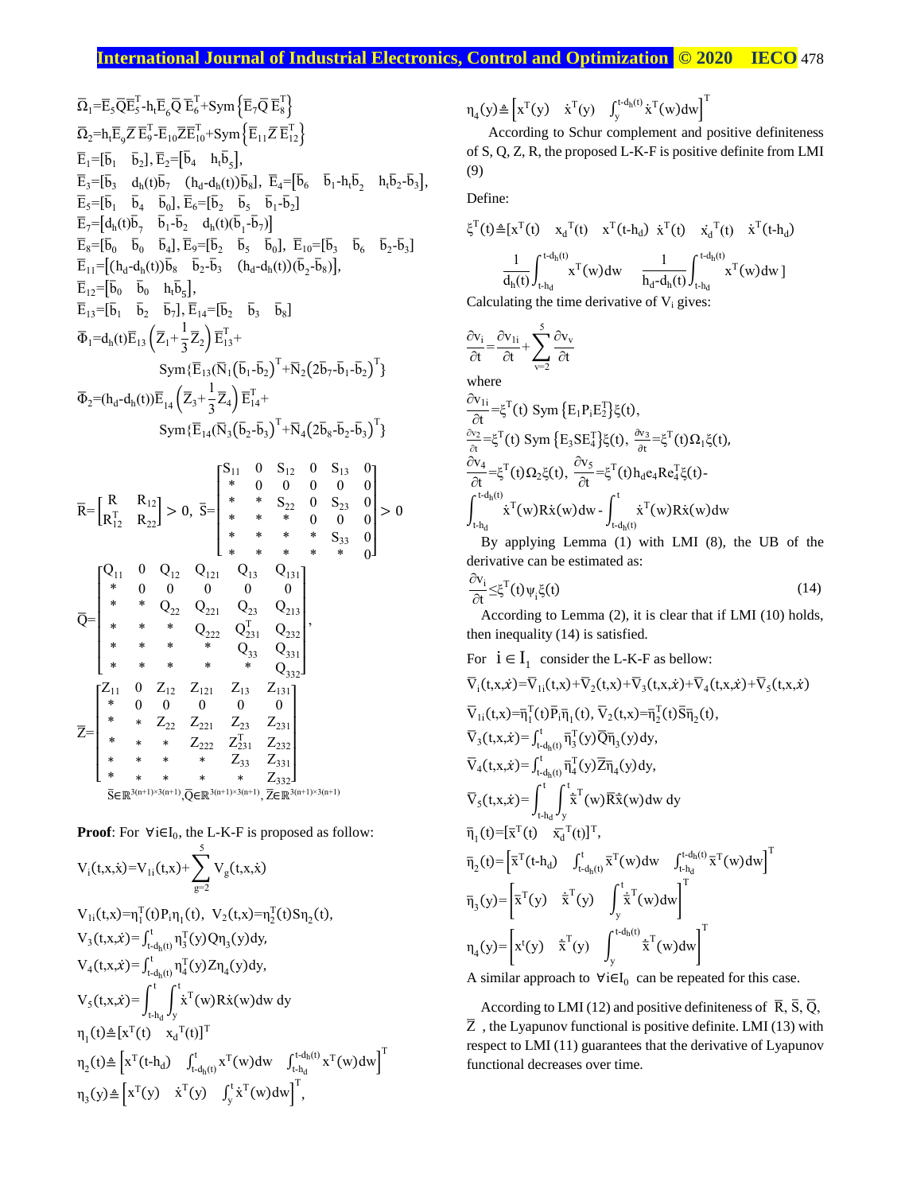$$\bar{\Omega}_1=\bar{E}_5\bar{Q}\bar{E}_5^T-h_t\bar{E}_6\bar{Q}\,\bar{E}_6^T+\mathrm{Sym}\left\{\bar{E}_7\bar{Q}\,\bar{E}_8^T\right\}$$

$$\bar{\Omega}_2=h_t\bar{E}_9\bar{Z}\,\bar{E}_9^T-\bar{E}_{10}\bar{Z}\bar{E}_{10}^T+\mathrm{Sym}\left\{\bar{E}_{11}\bar{Z}\,\bar{E}_{12}^T\right\}$$

$$\bar{E}_1=[\bar{b}_1\quad \bar{b}_2],\ \bar{E}_2=[\bar{b}_4\quad h_t\bar{b}_5],$$

$$\bar{E}_3=[\bar{b}_3\quad d_h(t)\bar{b}_7\quad (h_d-d_h(t))\bar{b}_8],\ \bar{E}_4=[\bar{b}_6\quad \bar{b}_1-h_t\bar{b}_2\quad h_t\bar{b}_2-\bar{b}_3],$$

$$\bar{E}_5=[\bar{b}_1\quad \bar{b}_4\quad \bar{b}_0],\ \bar{E}_6=[\bar{b}_2\quad \bar{b}_5\quad \bar{b}_1-\bar{b}_2]$$

$$\bar{E}_7=[d_h(t)\bar{b}_7\quad \bar{b}_1-\bar{b}_2\quad d_h(t)(\bar{b}_1-\bar{b}_7)]$$

$$\bar{E}_8=[\bar{b}_0\quad \bar{b}_0\quad \bar{b}_4],\ \bar{E}_9=[\bar{b}_2\quad \bar{b}_5\quad \bar{b}_0],\ \bar{E}_{10}=[\bar{b}_3\quad \bar{b}_6\quad \bar{b}_2-\bar{b}_3]$$

$$\bar{E}_{11}=[(h_d-d_h(t))\bar{b}_8\quad \bar{b}_2-\bar{b}_3\quad (h_d-d_h(t))(\bar{b}_2-\bar{b}_8)],$$

$$\bar{E}_{12}=[\bar{b}_0\quad \bar{b}_0\quad h_t\bar{b}_5],$$

$$\bar{E}_{13}=[\bar{b}_1\quad \bar{b}_2\quad \bar{b}_7],\ \bar{E}_{14}=[\bar{b}_2\quad \bar{b}_3\quad \bar{b}_8]$$

$$\bar{\Phi}_1=d_h(t)\bar{E}_{13}\left(\bar{Z}_1+\frac{1}{3}\bar{Z}_2\right)\bar{E}_{13}^T+\mathrm{Sym}\{\bar{E}_{13}(\bar{N}_1\left(\bar{b}_1-\bar{b}_2\right)^T+\bar{N}_2\left(2\bar{b}_7-\bar{b}_1-\bar{b}_2\right)^T\}$$

$$\bar{\Phi}_2=(h_d-d_h(t))\bar{E}_{14}\left(\bar{Z}_3+\frac{1}{3}\bar{Z}_4\right)\bar{E}_{14}^T+\mathrm{Sym}\{\bar{E}_{14}(\bar{N}_3\left(\bar{b}_2-\bar{b}_3\right)^T+\bar{N}_4\left(2\bar{b}_8-\bar{b}_2-\bar{b}_3\right)^T\}$$

$$\bar{R}=\begin{bmatrix} R & R_{12}\\ R_{12}^T & R_{22}\end{bmatrix}>0,\ \bar{S}=\begin{bmatrix} S_{11} & 0 & S_{12} & 0 & S_{13} & 0\\ * & 0 & 0 & 0 & 0 & 0\\ * & * & S_{22} & 0 & S_{23} & 0\\ * & * & * & 0 & 0 & 0\\ * & * & * & * & S_{33} & 0\\ * & * & * & * & * & 0\end{bmatrix}>0$$

$$\bar{Q}=\begin{bmatrix} Q_{11} & 0 & Q_{12} & Q_{121} & Q_{13} & Q_{131}\\ * & 0 & 0 & 0 & 0 & 0\\ * & * & Q_{22} & Q_{221} & Q_{23} & Q_{213}\\ * & * & * & Q_{222} & Q_{231}^T & Q_{232}\\ * & * & * & * & Q_{33} & Q_{331}\\ * & * & * & * & * & Q_{332}\end{bmatrix},$$

$$\bar{Z}=\begin{bmatrix} Z_{11} & 0 & Z_{12} & Z_{121} & Z_{13} & Z_{131}\\ * & 0 & 0 & 0 & 0 & 0\\ * & * & Z_{22} & Z_{221} & Z_{23} & Z_{231}\\ * & * & * & Z_{222} & Z_{231}^T & Z_{232}\\ * & * & * & * & Z_{33} & Z_{331}\\ * & * & * & * & * & Z_{332}\end{bmatrix}$$

$$\bar{S}\in\mathbb{R}^{3(n+1)\times 3(n+1)},\bar{Q}\in\mathbb{R}^{3(n+1)\times 3(n+1)},\ \bar{Z}\in\mathbb{R}^{3(n+1)\times 3(n+1)}$$

**Proof**: For $\forall i\in I_0$, the L-K-F is proposed as follow:

$$V_i(t,x,\dot{x})=V_{1i}(t,x)+\sum_{g=2}^{5}V_g(t,x,\dot{x})$$

$$V_{1i}(t,x)=\eta_1^T(t)P_i\eta_1(t),\ V_2(t,x)=\eta_2^T(t)S\eta_2(t),$$

$$V_3(t,x,\dot{x})=\int_{t-d_h(t)}^{t}\eta_3^T(y)Q\eta_3(y)dy,$$

$$V_4(t,x,\dot{x})=\int_{t-d_h(t)}^{t}\eta_4^T(y)Z\eta_4(y)dy,$$

$$V_5(t,x,\dot{x})=\int_{t-h_d}^{t}\int_{y}^{t}\dot{x}^T(w)R\dot{x}(w)dw\,dy$$

$$\eta_1(t)\triangleq[x^T(t)\quad x_d{}^T(t)]^T$$

$$\eta_2(t)\triangleq\left[x^T(t-h_d)\quad \int_{t-d_h(t)}^{t}x^T(w)dw\quad \int_{t-h_d}^{t-d_h(t)}x^T(w)dw\right]^T$$

$$\eta_3(y)\triangleq\left[x^T(y)\quad \dot{x}^T(y)\quad \int_y^t\dot{x}^T(w)dw\right]^T,$$

$$\eta_4(y)\triangleq\left[x^T(y)\quad \dot{x}^T(y)\quad \int_y^{t-d_h(t)}\dot{x}^T(w)dw\right]^T$$

According to Schur complement and positive definiteness of S, Q, Z, R, the proposed L-K-F is positive definite from LMI (9)

Define:

$$\xi^T(t)\triangleq[x^T(t)\quad x_d{}^T(t)\quad x^T(t-h_d)\quad \dot{x}^T(t)\quad \dot{x}_d{}^T(t)\quad \dot{x}^T(t-h_d)\quad \frac{1}{d_h(t)}\int_{t-h_d}^{t-d_h(t)}x^T(w)dw\quad \frac{1}{h_d-d_h(t)}\int_{t-h_d}^{t-d_h(t)}x^T(w)dw\,]$$

Calculating the time derivative of $V_i$ gives:

$$\frac{\partial v_i}{\partial t}=\frac{\partial v_{1i}}{\partial t}+\sum_{v=2}^{5}\frac{\partial v_v}{\partial t}$$

where

$$\frac{\partial v_{1i}}{\partial t}=\xi^T(t)\ \mathrm{Sym}\left\{E_1P_iE_2^T\right\}\xi(t),$$

$$\frac{\partial v_2}{\partial t}=\xi^T(t)\ \mathrm{Sym}\left\{E_3SE_4^T\right\}\xi(t),\ \frac{\partial v_3}{\partial t}=\xi^T(t)\Omega_1\xi(t),$$

$$\frac{\partial v_4}{\partial t}=\xi^T(t)\Omega_2\xi(t),\ \frac{\partial v_5}{\partial t}=\xi^T(t)h_de_4Re_4^T\xi(t)-\int_{t-h_d}^{t-d_h(t)}\dot{x}^T(w)R\dot{x}(w)dw-\int_{t-d_h(t)}^{t}\dot{x}^T(w)R\dot{x}(w)dw$$

By applying Lemma (1) with LMI (8), the UB of the derivative can be estimated as:

$$\frac{\partial v_i}{\partial t}\leq\xi^T(t)\psi_i\xi(t) \tag{14}$$

According to Lemma (2), it is clear that if LMI (10) holds, then inequality (14) is satisfied.

For $i\in I_1$ consider the L-K-F as bellow:

$$\bar{V}_i(t,x)=\bar{V}_{1i}(t,x)+\bar{V}_2(t,x)+\bar{V}_3(t,x,\dot{x})+\bar{V}_4(t,x,\dot{x})+\bar{V}_5(t,x,\dot{x})$$

$$\bar{V}_{1i}(t,x)=\bar{\eta}_1^T(t)\bar{P}_i\bar{\eta}_1(t),\ \bar{V}_2(t,x)=\bar{\eta}_2^T(t)\bar{S}\bar{\eta}_2(t),$$

$$\bar{V}_3(t,x,\dot{x})=\int_{t-d_h(t)}^{t}\bar{\eta}_3^T(y)\bar{Q}\bar{\eta}_3(y)dy,$$

$$\bar{V}_4(t,x,\dot{x})=\int_{t-d_h(t)}^{t}\bar{\eta}_4^T(y)\bar{Z}\bar{\eta}_4(y)dy,$$

$$\bar{V}_5(t,x,\dot{x})=\int_{t-h_d}^{t}\int_{y}^{t}\dot{\bar{x}}^T(w)\bar{R}\dot{\bar{x}}(w)dw\,dy$$

$$\bar{\eta}_1(t)=[\bar{x}^T(t)\quad \bar{x}_d^T(t)]^T,$$

$$\bar{\eta}_2(t)=\left[\bar{x}^T(t-h_d)\quad \int_{t-d_h(t)}^{t}\bar{x}^T(w)dw\quad \int_{t-h_d}^{t-d_h(t)}\bar{x}^T(w)dw\right]^T$$

$$\bar{\eta}_3(y)=\left[\bar{x}^T(y)\quad \dot{\bar{x}}^T(y)\quad \int_y^t\dot{\bar{x}}^T(w)dw\right]^T$$

$$\eta_4(y)=\left[x^t(y)\quad \dot{\bar{x}}^T(y)\quad \int_y^{t-d_h(t)}\dot{\bar{x}}^T(w)dw\right]^T$$

A similar approach to $\forall i\in I_0$ can be repeated for this case.

According to LMI (12) and positive definiteness of $\bar{R}$, $\bar{S}$, $\bar{Q}$, $\bar{Z}$, the Lyapunov functional is positive definite. LMI (13) with respect to LMI (11) guarantees that the derivative of Lyapunov functional decreases over time.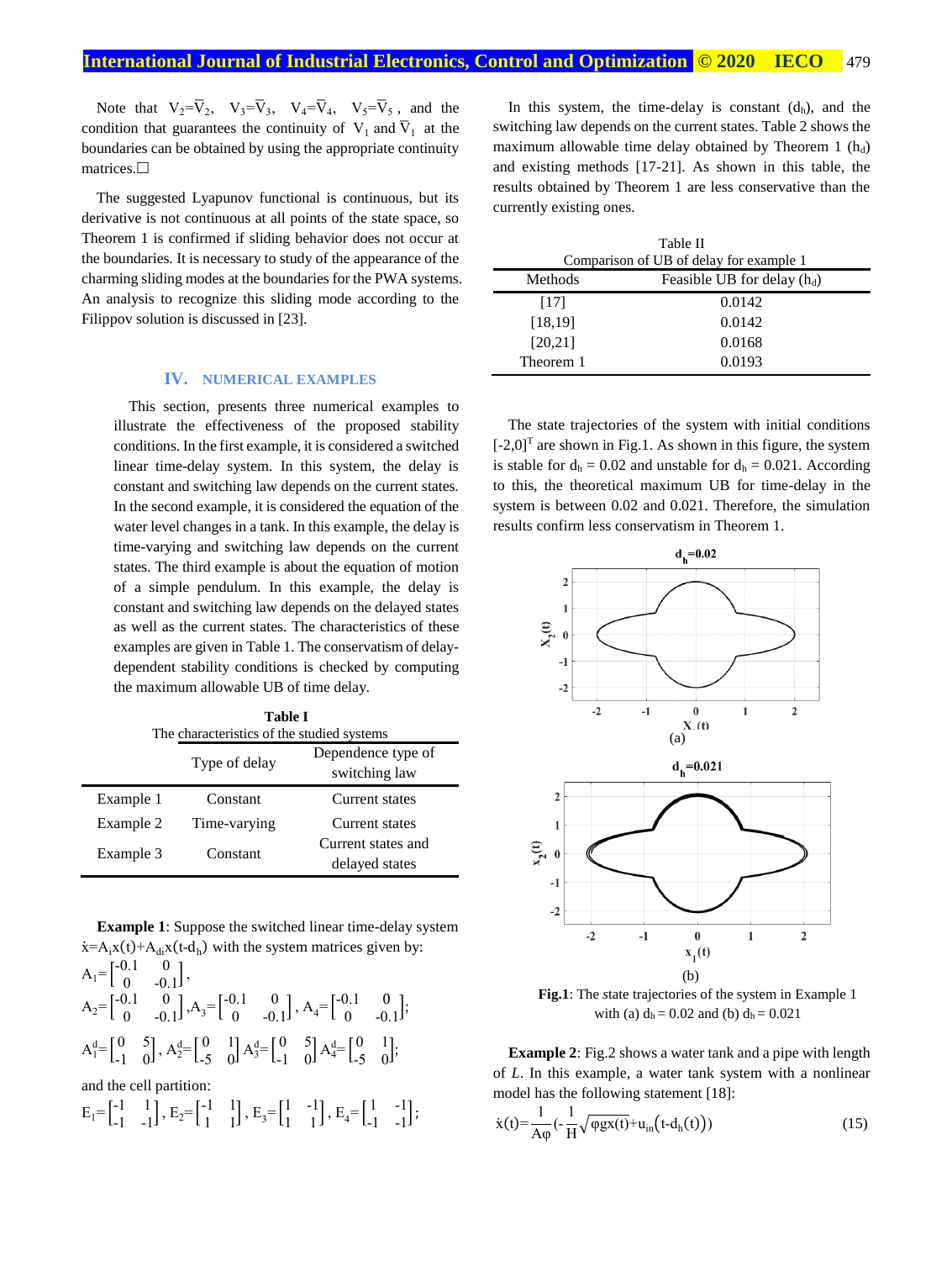Note that $V_2=\bar{V}_2$, $V_3=\bar{V}_3$, $V_4=\bar{V}_4$, $V_5=\bar{V}_5$, and the condition that guarantees the continuity of $V_1$ and $\bar{V}_1$ at the boundaries can be obtained by using the appropriate continuity matrices.□

The suggested Lyapunov functional is continuous, but its derivative is not continuous at all points of the state space, so Theorem 1 is confirmed if sliding behavior does not occur at the boundaries. It is necessary to study of the appearance of the charming sliding modes at the boundaries for the PWA systems. An analysis to recognize this sliding mode according to the Filippov solution is discussed in [23].

## IV. NUMERICAL EXAMPLES

This section, presents three numerical examples to illustrate the effectiveness of the proposed stability conditions. In the first example, it is considered a switched linear time-delay system. In this system, the delay is constant and switching law depends on the current states. In the second example, it is considered the equation of the water level changes in a tank. In this example, the delay is time-varying and switching law depends on the current states. The third example is about the equation of motion of a simple pendulum. In this example, the delay is constant and switching law depends on the delayed states as well as the current states. The characteristics of these examples are given in Table 1. The conservatism of delay-dependent stability conditions is checked by computing the maximum allowable UB of time delay.

**Table I**
The characteristics of the studied systems

| | Type of delay | Dependence type of switching law |
|---|---|---|
| Example 1 | Constant | Current states |
| Example 2 | Time-varying | Current states |
| Example 3 | Constant | Current states and delayed states |

**Example 1**: Suppose the switched linear time-delay system $\dot{x}=A_i x(t)+A_{di} x(t-d_h)$ with the system matrices given by:

$$A_1=\begin{bmatrix}-0.1 & 0\\ 0 & -0.1\end{bmatrix},$$

$$A_2=\begin{bmatrix}-0.1 & 0\\ 0 & -0.1\end{bmatrix}, A_3=\begin{bmatrix}-0.1 & 0\\ 0 & -0.1\end{bmatrix}, A_4=\begin{bmatrix}-0.1 & 0\\ 0 & -0.1\end{bmatrix};$$

$$A_1^d=\begin{bmatrix}0 & 5\\ -1 & 0\end{bmatrix}, A_2^d=\begin{bmatrix}0 & 1\\ -5 & 0\end{bmatrix} A_3^d=\begin{bmatrix}0 & 5\\ -1 & 0\end{bmatrix} A_4^d=\begin{bmatrix}0 & 1\\ -5 & 0\end{bmatrix};$$

and the cell partition:

$$E_1=\begin{bmatrix}-1 & 1\\ -1 & -1\end{bmatrix}, E_2=\begin{bmatrix}-1 & 1\\ 1 & 1\end{bmatrix}, E_3=\begin{bmatrix}1 & -1\\ 1 & 1\end{bmatrix}, E_4=\begin{bmatrix}1 & -1\\ -1 & -1\end{bmatrix};$$

In this system, the time-delay is constant ($d_h$), and the switching law depends on the current states. Table 2 shows the maximum allowable time delay obtained by Theorem 1 ($h_d$) and existing methods [17-21]. As shown in this table, the results obtained by Theorem 1 are less conservative than the currently existing ones.

Table II
Comparison of UB of delay for example 1

| Methods | Feasible UB for delay ($h_d$) |
|---|---|
| [17] | 0.0142 |
| [18,19] | 0.0142 |
| [20,21] | 0.0168 |
| Theorem 1 | 0.0193 |

The state trajectories of the system with initial conditions $[-2,0]^T$ are shown in Fig.1. As shown in this figure, the system is stable for $d_h = 0.02$ and unstable for $d_h = 0.021$. According to this, the theoretical maximum UB for time-delay in the system is between 0.02 and 0.021. Therefore, the simulation results confirm less conservatism in Theorem 1.

**Fig.1**: The state trajectories of the system in Example 1 with (a) $d_h = 0.02$ and (b) $d_h = 0.021$

**Example 2**: Fig.2 shows a water tank and a pipe with length of *L*. In this example, a water tank system with a nonlinear model has the following statement [18]:

$$\dot{x}(t)=\frac{1}{A\varphi}\left(-\frac{1}{H}\sqrt{\varphi g x(t)}+u_{in}\left(t-d_h(t)\right)\right) \tag{15}$$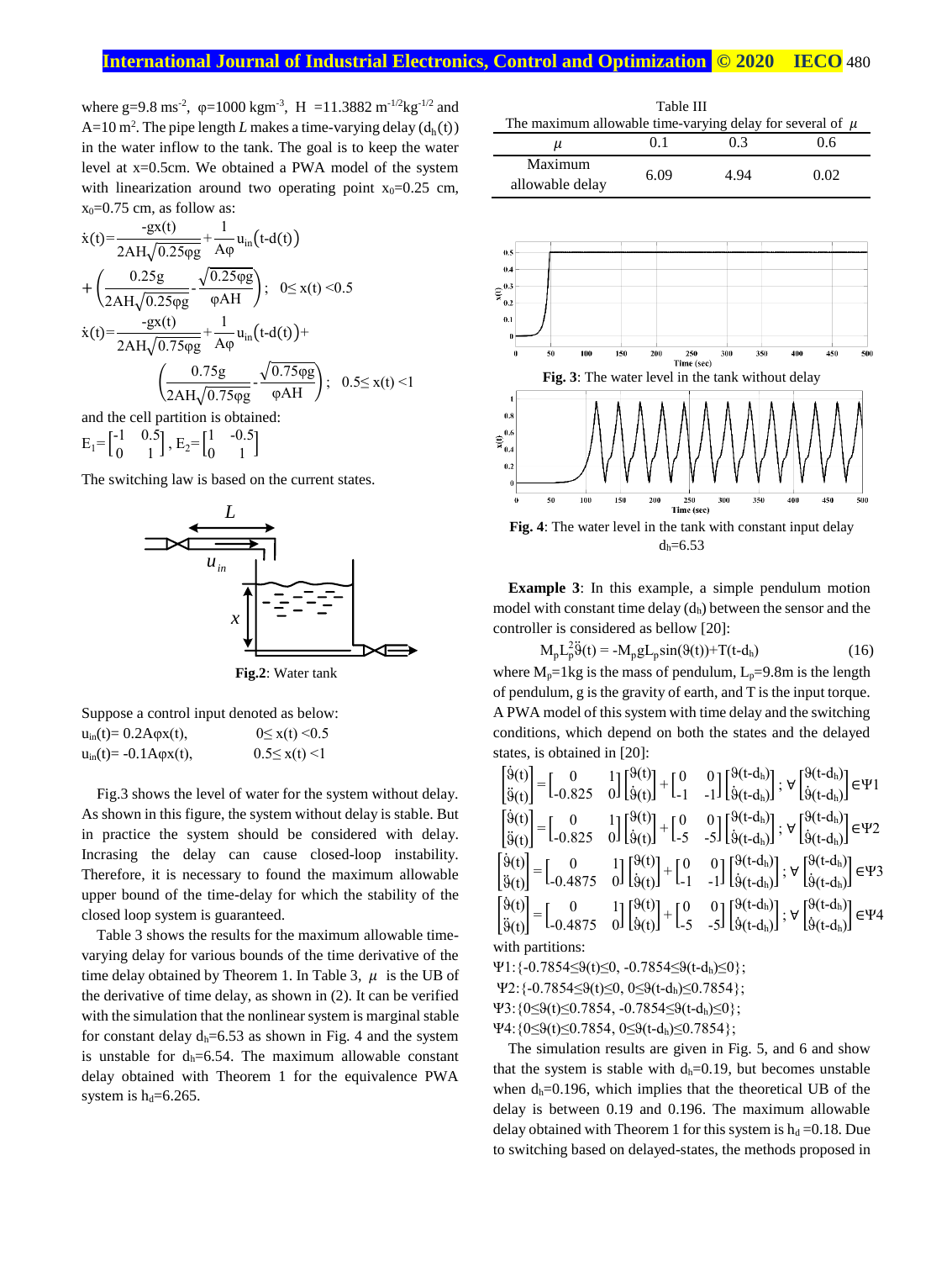where $g=9.8\ ms^{-2}$, $\varphi=1000\ kgm^{-3}$, $H=11.3882\ m^{-1/2}kg^{-1/2}$ and $A=10\ m^2$. The pipe length $L$ makes a time-varying delay ($d_h(t)$) in the water inflow to the tank. The goal is to keep the water level at x=0.5cm. We obtained a PWA model of the system with linearization around two operating point $x_0=0.25$ cm, $x_0=0.75$ cm, as follow as:

$$\dot{x}(t)=\frac{-gx(t)}{2AH\sqrt{0.25\varphi g}}+\frac{1}{A\varphi}u_{in}(t-d(t))+\left(\frac{0.25g}{2AH\sqrt{0.25\varphi g}}-\frac{\sqrt{0.25\varphi g}}{\varphi AH}\right);\quad 0\leq x(t)<0.5$$

$$\dot{x}(t)=\frac{-gx(t)}{2AH\sqrt{0.75\varphi g}}+\frac{1}{A\varphi}u_{in}(t-d(t))+\left(\frac{0.75g}{2AH\sqrt{0.75\varphi g}}-\frac{\sqrt{0.75\varphi g}}{\varphi AH}\right);\quad 0.5\leq x(t)<1$$

and the cell partition is obtained:

$$E_1=\begin{bmatrix}-1 & 0.5\\ 0 & 1\end{bmatrix},\ E_2=\begin{bmatrix}1 & -0.5\\ 0 & 1\end{bmatrix}$$

The switching law is based on the current states.

**Fig.2**: Water tank

Suppose a control input denoted as below:

$u_{in}(t)=0.2A\varphi x(t)$, $\quad 0\leq x(t)<0.5$

$u_{in}(t)=-0.1A\varphi x(t)$, $\quad 0.5\leq x(t)<1$

Fig.3 shows the level of water for the system without delay. As shown in this figure, the system without delay is stable. But in practice the system should be considered with delay. Incrasing the delay can cause closed-loop instability. Therefore, it is necessary to found the maximum allowable upper bound of the time-delay for which the stability of the closed loop system is guaranteed.

Table 3 shows the results for the maximum allowable time-varying delay for various bounds of the time derivative of the time delay obtained by Theorem 1. In Table 3, $\mu$ is the UB of the derivative of time delay, as shown in (2). It can be verified with the simulation that the nonlinear system is marginal stable for constant delay $d_h=6.53$ as shown in Fig. 4 and the system is unstable for $d_h=6.54$. The maximum allowable constant delay obtained with Theorem 1 for the equivalence PWA system is $h_d=6.265$.

Table III
The maximum allowable time-varying delay for several of $\mu$

| $\mu$ | 0.1 | 0.3 | 0.6 |
|---|---|---|---|
| Maximum allowable delay | 6.09 | 4.94 | 0.02 |

**Fig. 3**: The water level in the tank without delay

**Fig. 4**: The water level in the tank with constant input delay $d_h=6.53$

**Example 3**: In this example, a simple pendulum motion model with constant time delay ($d_h$) between the sensor and the controller is considered as bellow [20]:

$$M_pL_p^2\ddot{\vartheta}(t)=-M_pgL_p\sin(\vartheta(t))+T(t-d_h) \tag{16}$$

where $M_p=1$kg is the mass of pendulum, $L_p=9.8$m is the length of pendulum, g is the gravity of earth, and T is the input torque. A PWA model of this system with time delay and the switching conditions, which depend on both the states and the delayed states, is obtained in [20]:

$$\begin{bmatrix}\dot{\vartheta}(t)\\ \ddot{\vartheta}(t)\end{bmatrix}=\begin{bmatrix}0 & 1\\ -0.825 & 0\end{bmatrix}\begin{bmatrix}\vartheta(t)\\ \dot{\vartheta}(t)\end{bmatrix}+\begin{bmatrix}0 & 0\\ -1 & -1\end{bmatrix}\begin{bmatrix}\vartheta(t-d_h)\\ \dot{\vartheta}(t-d_h)\end{bmatrix};\ \forall\begin{bmatrix}\vartheta(t-d_h)\\ \dot{\vartheta}(t-d_h)\end{bmatrix}\in\Psi1$$

$$\begin{bmatrix}\dot{\vartheta}(t)\\ \ddot{\vartheta}(t)\end{bmatrix}=\begin{bmatrix}0 & 1\\ -0.825 & 0\end{bmatrix}\begin{bmatrix}\vartheta(t)\\ \dot{\vartheta}(t)\end{bmatrix}+\begin{bmatrix}0 & 0\\ -5 & -5\end{bmatrix}\begin{bmatrix}\vartheta(t-d_h)\\ \dot{\vartheta}(t-d_h)\end{bmatrix};\ \forall\begin{bmatrix}\vartheta(t-d_h)\\ \dot{\vartheta}(t-d_h)\end{bmatrix}\in\Psi2$$

$$\begin{bmatrix}\dot{\vartheta}(t)\\ \ddot{\vartheta}(t)\end{bmatrix}=\begin{bmatrix}0 & 1\\ -0.4875 & 0\end{bmatrix}\begin{bmatrix}\vartheta(t)\\ \dot{\vartheta}(t)\end{bmatrix}+\begin{bmatrix}0 & 0\\ -1 & -1\end{bmatrix}\begin{bmatrix}\vartheta(t-d_h)\\ \dot{\vartheta}(t-d_h)\end{bmatrix};\ \forall\begin{bmatrix}\vartheta(t-d_h)\\ \dot{\vartheta}(t-d_h)\end{bmatrix}\in\Psi3$$

$$\begin{bmatrix}\dot{\vartheta}(t)\\ \ddot{\vartheta}(t)\end{bmatrix}=\begin{bmatrix}0 & 1\\ -0.4875 & 0\end{bmatrix}\begin{bmatrix}\vartheta(t)\\ \dot{\vartheta}(t)\end{bmatrix}+\begin{bmatrix}0 & 0\\ -5 & -5\end{bmatrix}\begin{bmatrix}\vartheta(t-d_h)\\ \dot{\vartheta}(t-d_h)\end{bmatrix};\ \forall\begin{bmatrix}\vartheta(t-d_h)\\ \dot{\vartheta}(t-d_h)\end{bmatrix}\in\Psi4$$

with partitions:

$\Psi1:\{-0.7854\leq\vartheta(t)\leq0,\ -0.7854\leq\vartheta(t-d_h)\leq0\}$;

$\Psi2:\{-0.7854\leq\vartheta(t)\leq0,\ 0\leq\vartheta(t-d_h)\leq0.7854\}$;

$\Psi3:\{0\leq\vartheta(t)\leq0.7854,\ -0.7854\leq\vartheta(t-d_h)\leq0\}$;

$\Psi4:\{0\leq\vartheta(t)\leq0.7854,\ 0\leq\vartheta(t-d_h)\leq0.7854\}$;

The simulation results are given in Fig. 5, and 6 and show that the system is stable with $d_h=0.19$, but becomes unstable when $d_h=0.196$, which implies that the theoretical UB of the delay is between 0.19 and 0.196. The maximum allowable delay obtained with Theorem 1 for this system is $h_d=0.18$. Due to switching based on delayed-states, the methods proposed in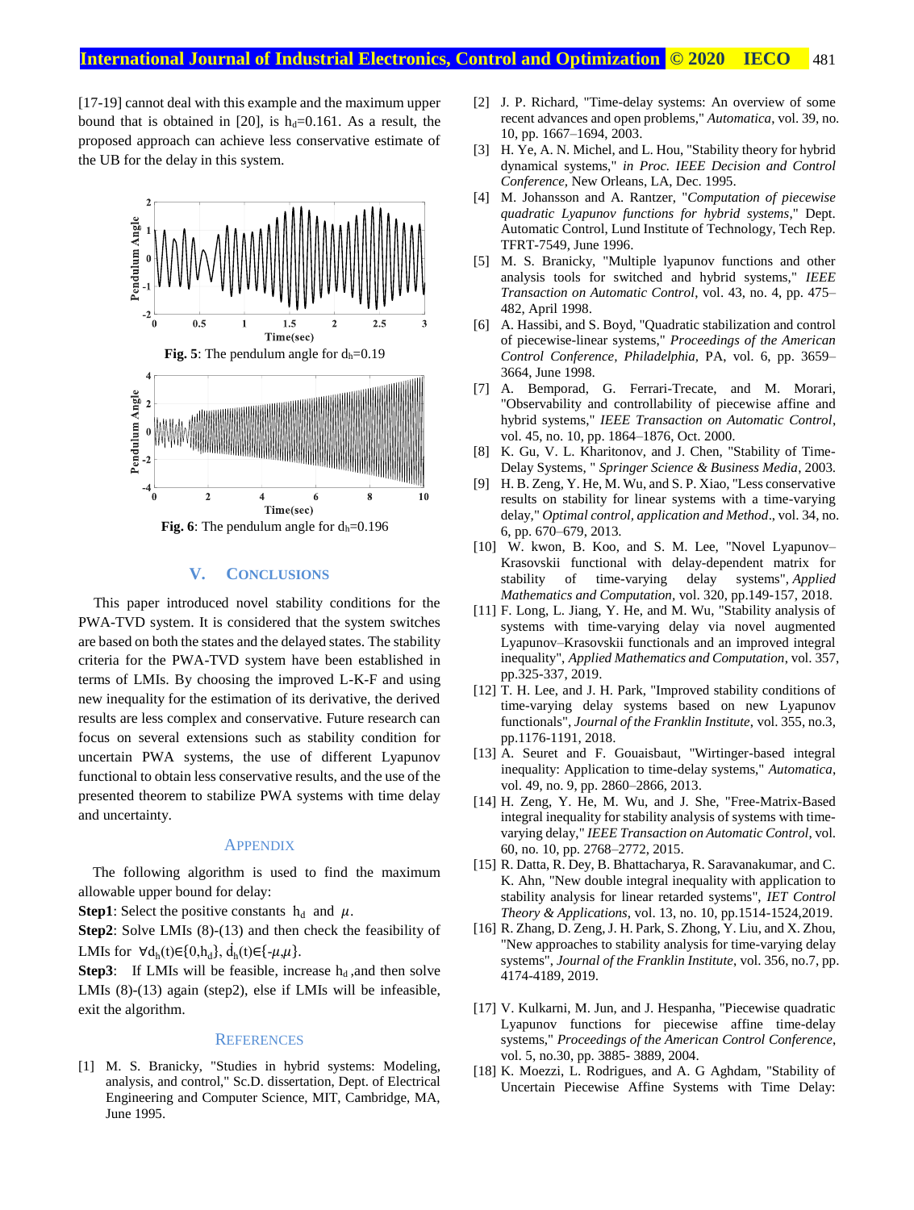[17-19] cannot deal with this example and the maximum upper bound that is obtained in [20], is $h_d$=0.161. As a result, the proposed approach can achieve less conservative estimate of the UB for the delay in this system.

**Fig. 5**: The pendulum angle for $d_h$=0.19

**Fig. 6**: The pendulum angle for $d_h$=0.196

## V. Conclusions

This paper introduced novel stability conditions for the PWA-TVD system. It is considered that the system switches are based on both the states and the delayed states. The stability criteria for the PWA-TVD system have been established in terms of LMIs. By choosing the improved L-K-F and using new inequality for the estimation of its derivative, the derived results are less complex and conservative. Future research can focus on several extensions such as stability condition for uncertain PWA systems, the use of different Lyapunov functional to obtain less conservative results, and the use of the presented theorem to stabilize PWA systems with time delay and uncertainty.

## Appendix

The following algorithm is used to find the maximum allowable upper bound for delay:

**Step1**: Select the positive constants $h_d$ and $\mu$.

**Step2**: Solve LMIs (8)-(13) and then check the feasibility of LMIs for $\forall d_h(t)\in\{0,h_d\}$, $\dot{d}_h(t)\in\{-\mu,\mu\}$.

**Step3**: If LMIs will be feasible, increase $h_d$ ,and then solve LMIs (8)-(13) again (step2), else if LMIs will be infeasible, exit the algorithm.

## References

[1] M. S. Branicky, "Studies in hybrid systems: Modeling, analysis, and control," Sc.D. dissertation, Dept. of Electrical Engineering and Computer Science, MIT, Cambridge, MA, June 1995.

[2] J. P. Richard, "Time-delay systems: An overview of some recent advances and open problems," *Automatica*, vol. 39, no. 10, pp. 1667–1694, 2003.

[3] H. Ye, A. N. Michel, and L. Hou, "Stability theory for hybrid dynamical systems," *in Proc. IEEE Decision and Control Conference*, New Orleans, LA, Dec. 1995.

[4] M. Johansson and A. Rantzer, "*Computation of piecewise quadratic Lyapunov functions for hybrid systems*," Dept. Automatic Control, Lund Institute of Technology, Tech Rep. TFRT-7549, June 1996.

[5] M. S. Branicky, "Multiple lyapunov functions and other analysis tools for switched and hybrid systems," *IEEE Transaction on Automatic Control*, vol. 43, no. 4, pp. 475–482, April 1998.

[6] A. Hassibi, and S. Boyd, "Quadratic stabilization and control of piecewise-linear systems," *Proceedings of the American Control Conference, Philadelphia*, PA, vol. 6, pp. 3659–3664, June 1998.

[7] A. Bemporad, G. Ferrari-Trecate, and M. Morari, "Observability and controllability of piecewise affine and hybrid systems," *IEEE Transaction on Automatic Control*, vol. 45, no. 10, pp. 1864–1876, Oct. 2000.

[8] K. Gu, V. L. Kharitonov, and J. Chen, "Stability of Time-Delay Systems, " *Springer Science & Business Media*, 2003.

[9] H. B. Zeng, Y. He, M. Wu, and S. P. Xiao, "Less conservative results on stability for linear systems with a time-varying delay," *Optimal control, application and Method*., vol. 34, no. 6, pp. 670–679, 2013.

[10] W. kwon, B. Koo, and S. M. Lee, "Novel Lyapunov–Krasovskii functional with delay-dependent matrix for stability of time-varying delay systems", *Applied Mathematics and Computation*, vol. 320, pp.149-157, 2018.

[11] F. Long, L. Jiang, Y. He, and M. Wu, "Stability analysis of systems with time-varying delay via novel augmented Lyapunov–Krasovskii functionals and an improved integral inequality", *Applied Mathematics and Computation*, vol. 357, pp.325-337, 2019.

[12] T. H. Lee, and J. H. Park, "Improved stability conditions of time-varying delay systems based on new Lyapunov functionals", *Journal of the Franklin Institute*, vol. 355, no.3, pp.1176-1191, 2018.

[13] A. Seuret and F. Gouaisbaut, "Wirtinger-based integral inequality: Application to time-delay systems," *Automatica*, vol. 49, no. 9, pp. 2860–2866, 2013.

[14] H. Zeng, Y. He, M. Wu, and J. She, "Free-Matrix-Based integral inequality for stability analysis of systems with time-varying delay," *IEEE Transaction on Automatic Control*, vol. 60, no. 10, pp. 2768–2772, 2015.

[15] R. Datta, R. Dey, B. Bhattacharya, R. Saravanakumar, and C. K. Ahn, "New double integral inequality with application to stability analysis for linear retarded systems", *IET Control Theory & Applications*, vol. 13, no. 10, pp.1514-1524,2019.

[16] R. Zhang, D. Zeng, J. H. Park, S. Zhong, Y. Liu, and X. Zhou, "New approaches to stability analysis for time-varying delay systems", *Journal of the Franklin Institute*, vol. 356, no.7, pp. 4174-4189, 2019.

[17] V. Kulkarni, M. Jun, and J. Hespanha, "Piecewise quadratic Lyapunov functions for piecewise affine time-delay systems," *Proceedings of the American Control Conference*, vol. 5, no.30, pp. 3885- 3889, 2004.

[18] K. Moezzi, L. Rodrigues, and A. G Aghdam, "Stability of Uncertain Piecewise Affine Systems with Time Delay: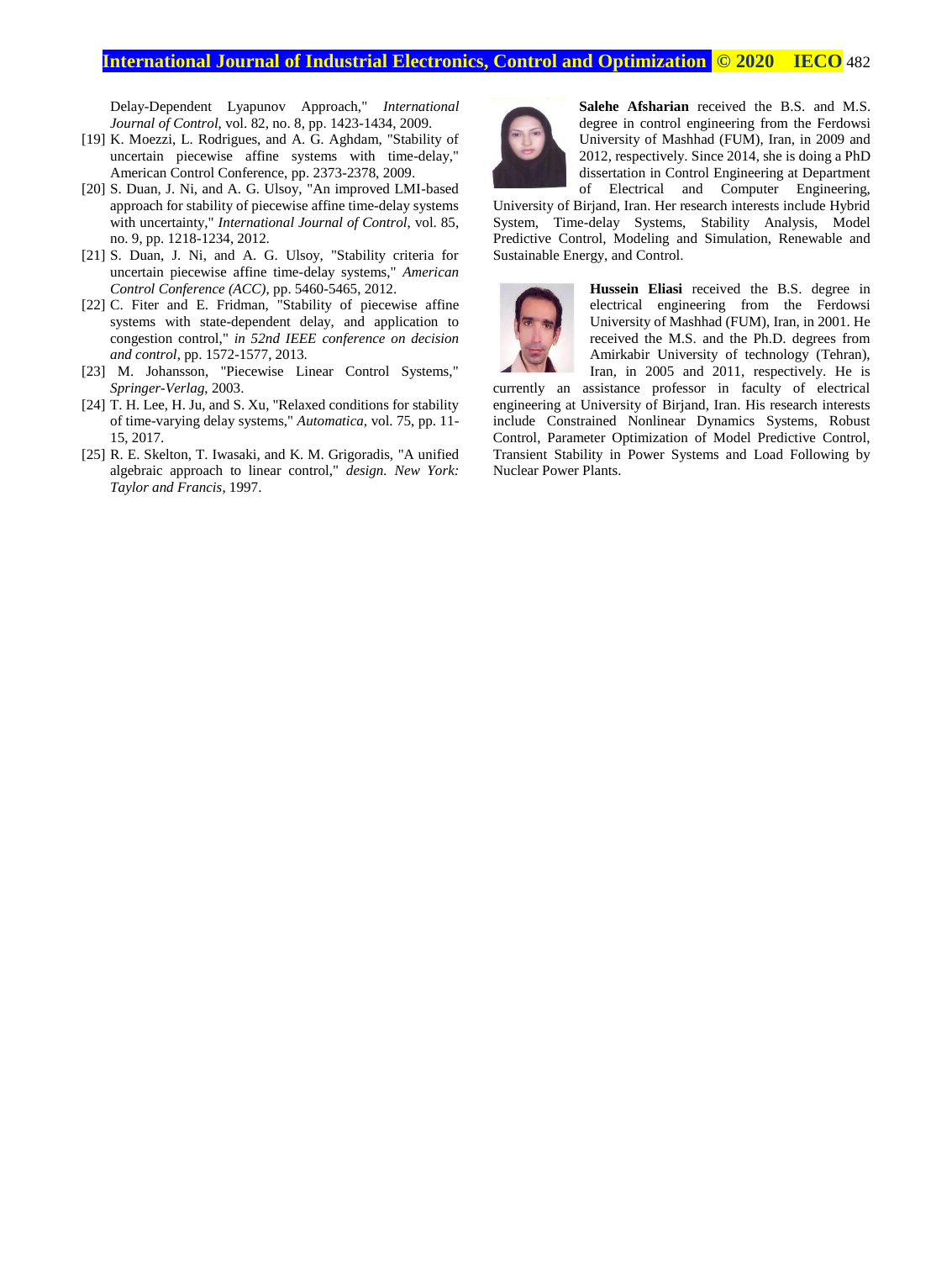Delay-Dependent Lyapunov Approach," *International Journal of Control*, vol. 82, no. 8, pp. 1423-1434, 2009.

[19] K. Moezzi, L. Rodrigues, and A. G. Aghdam, "Stability of uncertain piecewise affine systems with time-delay," American Control Conference, pp. 2373-2378, 2009.

[20] S. Duan, J. Ni, and A. G. Ulsoy, "An improved LMI-based approach for stability of piecewise affine time-delay systems with uncertainty," *International Journal of Control*, vol. 85, no. 9, pp. 1218-1234, 2012.

[21] S. Duan, J. Ni, and A. G. Ulsoy, "Stability criteria for uncertain piecewise affine time-delay systems," *American Control Conference (ACC)*, pp. 5460-5465, 2012.

[22] C. Fiter and E. Fridman, "Stability of piecewise affine systems with state-dependent delay, and application to congestion control," *in 52nd IEEE conference on decision and control*, pp. 1572-1577, 2013.

[23] M. Johansson, "Piecewise Linear Control Systems," *Springer-Verlag*, 2003.

[24] T. H. Lee, H. Ju, and S. Xu, "Relaxed conditions for stability of time-varying delay systems," *Automatica*, vol. 75, pp. 11-15, 2017.

[25] R. E. Skelton, T. Iwasaki, and K. M. Grigoradis, "A unified algebraic approach to linear control," *design. New York: Taylor and Francis*, 1997.

**Salehe Afsharian** received the B.S. and M.S. degree in control engineering from the Ferdowsi University of Mashhad (FUM), Iran, in 2009 and 2012, respectively. Since 2014, she is doing a PhD dissertation in Control Engineering at Department of Electrical and Computer Engineering, University of Birjand, Iran. Her research interests include Hybrid System, Time-delay Systems, Stability Analysis, Model Predictive Control, Modeling and Simulation, Renewable and Sustainable Energy, and Control.

**Hussein Eliasi** received the B.S. degree in electrical engineering from the Ferdowsi University of Mashhad (FUM), Iran, in 2001. He received the M.S. and the Ph.D. degrees from Amirkabir University of technology (Tehran), Iran, in 2005 and 2011, respectively. He is currently an assistance professor in faculty of electrical engineering at University of Birjand, Iran. His research interests include Constrained Nonlinear Dynamics Systems, Robust Control, Parameter Optimization of Model Predictive Control, Transient Stability in Power Systems and Load Following by Nuclear Power Plants.